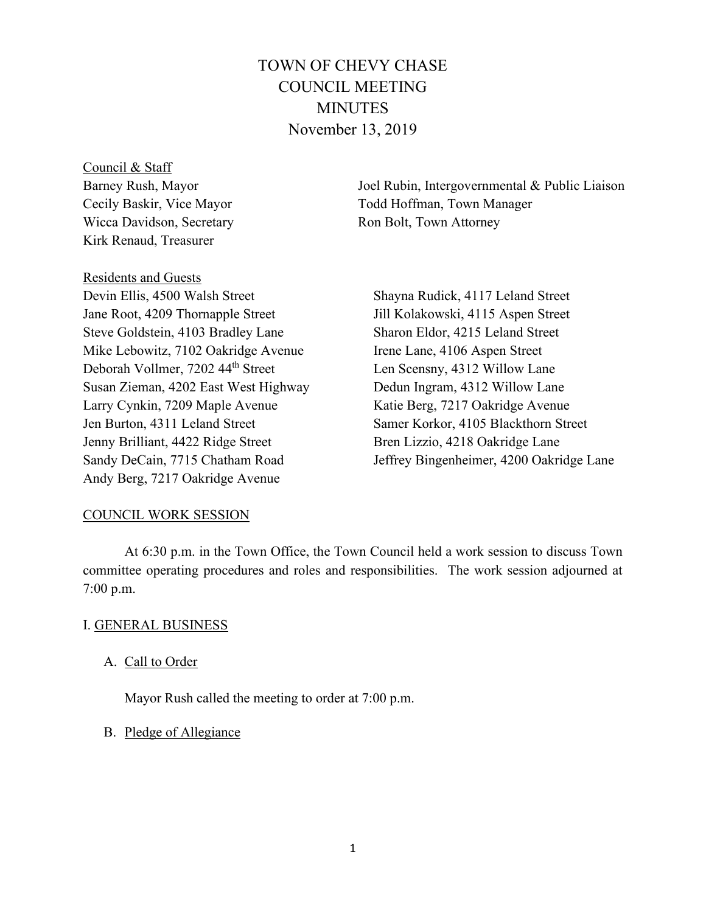# TOWN OF CHEVY CHASE
# COUNCIL MEETING
# MINUTES
## November 13, 2019

Council & Staff

Barney Rush, Mayor
Cecily Baskir, Vice Mayor
Wicca Davidson, Secretary
Kirk Renaud, Treasurer
Joel Rubin, Intergovernmental & Public Liaison
Todd Hoffman, Town Manager
Ron Bolt, Town Attorney

Residents and Guests

Devin Ellis, 4500 Walsh Street
Jane Root, 4209 Thornapple Street
Steve Goldstein, 4103 Bradley Lane
Mike Lebowitz, 7102 Oakridge Avenue
Deborah Vollmer, 7202 44th Street
Susan Zieman, 4202 East West Highway
Larry Cynkin, 7209 Maple Avenue
Jen Burton, 4311 Leland Street
Jenny Brilliant, 4422 Ridge Street
Sandy DeCain, 7715 Chatham Road
Andy Berg, 7217 Oakridge Avenue
Shayna Rudick, 4117 Leland Street
Jill Kolakowski, 4115 Aspen Street
Sharon Eldor, 4215 Leland Street
Irene Lane, 4106 Aspen Street
Len Scensny, 4312 Willow Lane
Dedun Ingram, 4312 Willow Lane
Katie Berg, 7217 Oakridge Avenue
Samer Korkor, 4105 Blackthorn Street
Bren Lizzio, 4218 Oakridge Lane
Jeffrey Bingenheimer, 4200 Oakridge Lane

COUNCIL WORK SESSION

At 6:30 p.m. in the Town Office, the Town Council held a work session to discuss Town committee operating procedures and roles and responsibilities. The work session adjourned at 7:00 p.m.

I. GENERAL BUSINESS

A. Call to Order

Mayor Rush called the meeting to order at 7:00 p.m.

B. Pledge of Allegiance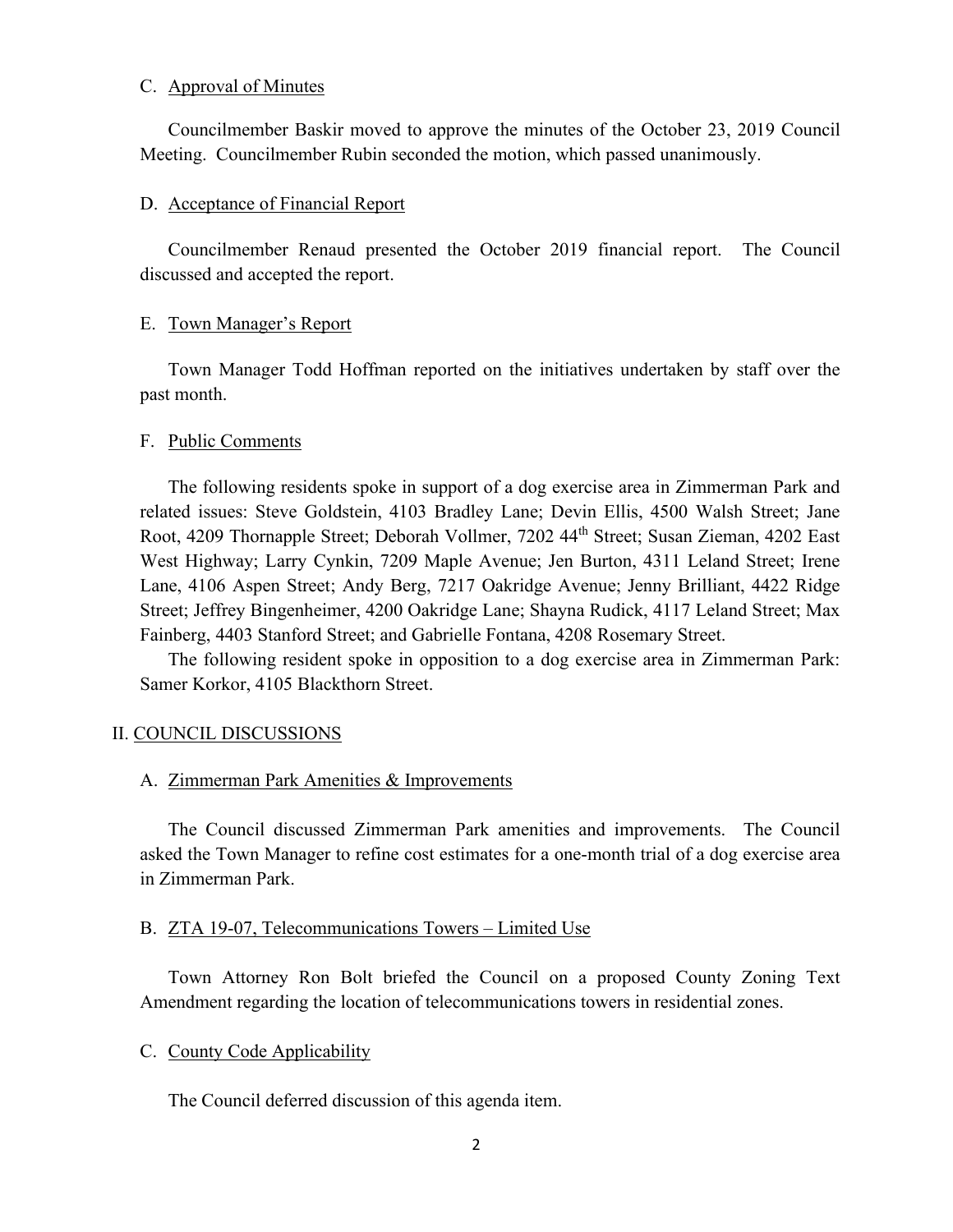C. Approval of Minutes

Councilmember Baskir moved to approve the minutes of the October 23, 2019 Council Meeting. Councilmember Rubin seconded the motion, which passed unanimously.

D. Acceptance of Financial Report

Councilmember Renaud presented the October 2019 financial report. The Council discussed and accepted the report.

E. Town Manager's Report

Town Manager Todd Hoffman reported on the initiatives undertaken by staff over the past month.

F. Public Comments

The following residents spoke in support of a dog exercise area in Zimmerman Park and related issues: Steve Goldstein, 4103 Bradley Lane; Devin Ellis, 4500 Walsh Street; Jane Root, 4209 Thornapple Street; Deborah Vollmer, 7202 44th Street; Susan Zieman, 4202 East West Highway; Larry Cynkin, 7209 Maple Avenue; Jen Burton, 4311 Leland Street; Irene Lane, 4106 Aspen Street; Andy Berg, 7217 Oakridge Avenue; Jenny Brilliant, 4422 Ridge Street; Jeffrey Bingenheimer, 4200 Oakridge Lane; Shayna Rudick, 4117 Leland Street; Max Fainberg, 4403 Stanford Street; and Gabrielle Fontana, 4208 Rosemary Street.

The following resident spoke in opposition to a dog exercise area in Zimmerman Park: Samer Korkor, 4105 Blackthorn Street.

## II. COUNCIL DISCUSSIONS

A. Zimmerman Park Amenities & Improvements

The Council discussed Zimmerman Park amenities and improvements. The Council asked the Town Manager to refine cost estimates for a one-month trial of a dog exercise area in Zimmerman Park.

B. ZTA 19-07, Telecommunications Towers – Limited Use

Town Attorney Ron Bolt briefed the Council on a proposed County Zoning Text Amendment regarding the location of telecommunications towers in residential zones.

C. County Code Applicability

The Council deferred discussion of this agenda item.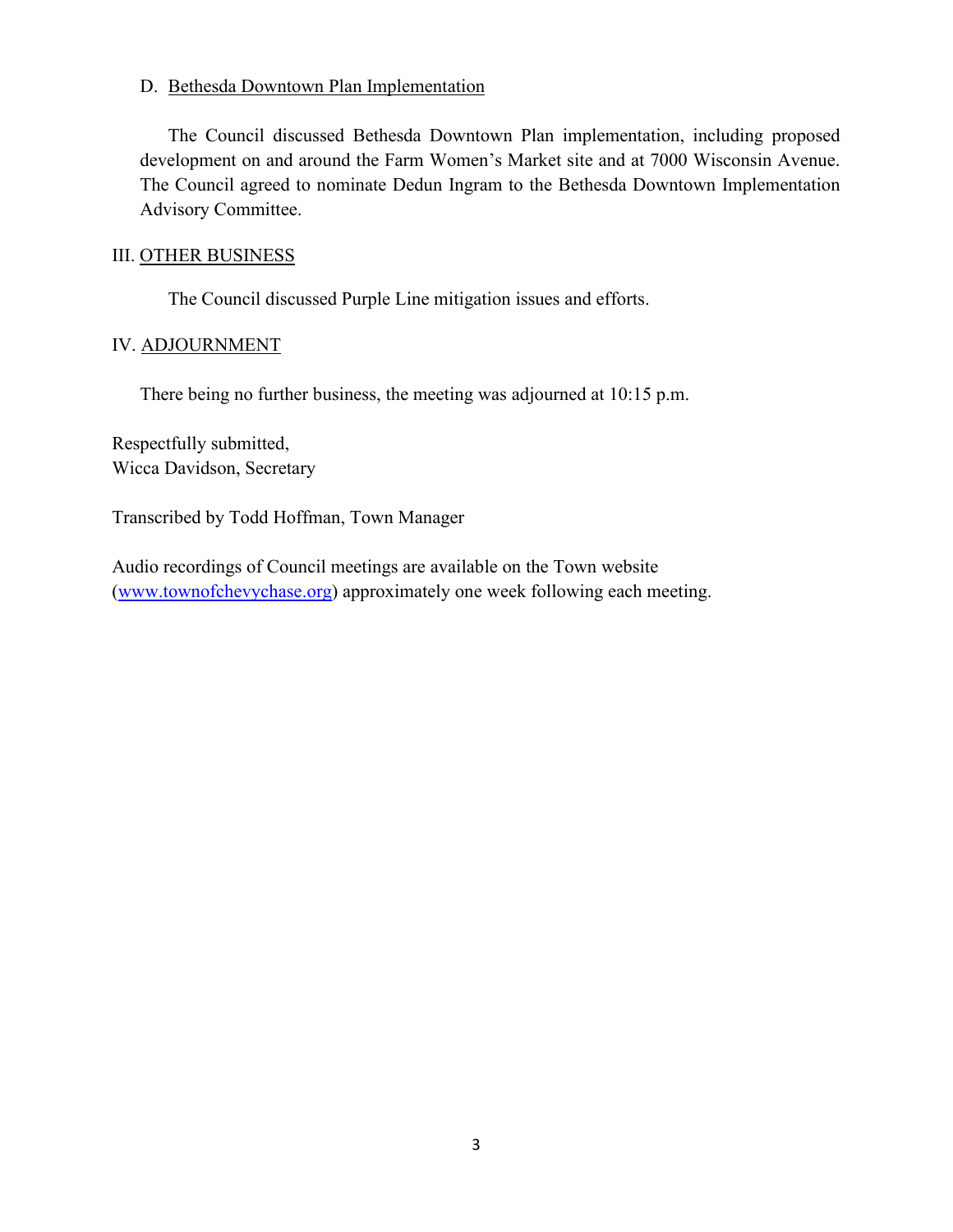D. Bethesda Downtown Plan Implementation

The Council discussed Bethesda Downtown Plan implementation, including proposed development on and around the Farm Women's Market site and at 7000 Wisconsin Avenue. The Council agreed to nominate Dedun Ingram to the Bethesda Downtown Implementation Advisory Committee.

## III. OTHER BUSINESS

The Council discussed Purple Line mitigation issues and efforts.

## IV. ADJOURNMENT

There being no further business, the meeting was adjourned at 10:15 p.m.

Respectfully submitted,
Wicca Davidson, Secretary

Transcribed by Todd Hoffman, Town Manager

Audio recordings of Council meetings are available on the Town website ([www.townofchevychase.org](http://www.townofchevychase.org)) approximately one week following each meeting.